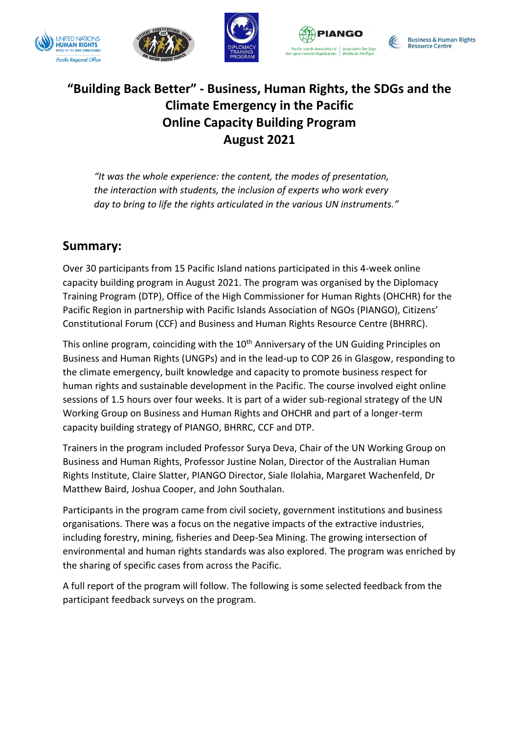# "Building Back Better" - Business, Human Rights, the SDGs and the Climate Emergency in the Pacific
# Online Capacity Building Program
# August 2021

> *"It was the whole experience: the content, the modes of presentation, the interaction with students, the inclusion of experts who work every day to bring to life the rights articulated in the various UN instruments."*

## Summary:

Over 30 participants from 15 Pacific Island nations participated in this 4-week online capacity building program in August 2021. The program was organised by the Diplomacy Training Program (DTP), Office of the High Commissioner for Human Rights (OHCHR) for the Pacific Region in partnership with Pacific Islands Association of NGOs (PIANGO), Citizens' Constitutional Forum (CCF) and Business and Human Rights Resource Centre (BHRRC).

This online program, coinciding with the 10th Anniversary of the UN Guiding Principles on Business and Human Rights (UNGPs) and in the lead-up to COP 26 in Glasgow, responding to the climate emergency, built knowledge and capacity to promote business respect for human rights and sustainable development in the Pacific. The course involved eight online sessions of 1.5 hours over four weeks. It is part of a wider sub-regional strategy of the UN Working Group on Business and Human Rights and OHCHR and part of a longer-term capacity building strategy of PIANGO, BHRRC, CCF and DTP.

Trainers in the program included Professor Surya Deva, Chair of the UN Working Group on Business and Human Rights, Professor Justine Nolan, Director of the Australian Human Rights Institute, Claire Slatter, PIANGO Director, Siale Ilolahia, Margaret Wachenfeld, Dr Matthew Baird, Joshua Cooper, and John Southalan.

Participants in the program came from civil society, government institutions and business organisations. There was a focus on the negative impacts of the extractive industries, including forestry, mining, fisheries and Deep-Sea Mining. The growing intersection of environmental and human rights standards was also explored. The program was enriched by the sharing of specific cases from across the Pacific.

A full report of the program will follow. The following is some selected feedback from the participant feedback surveys on the program.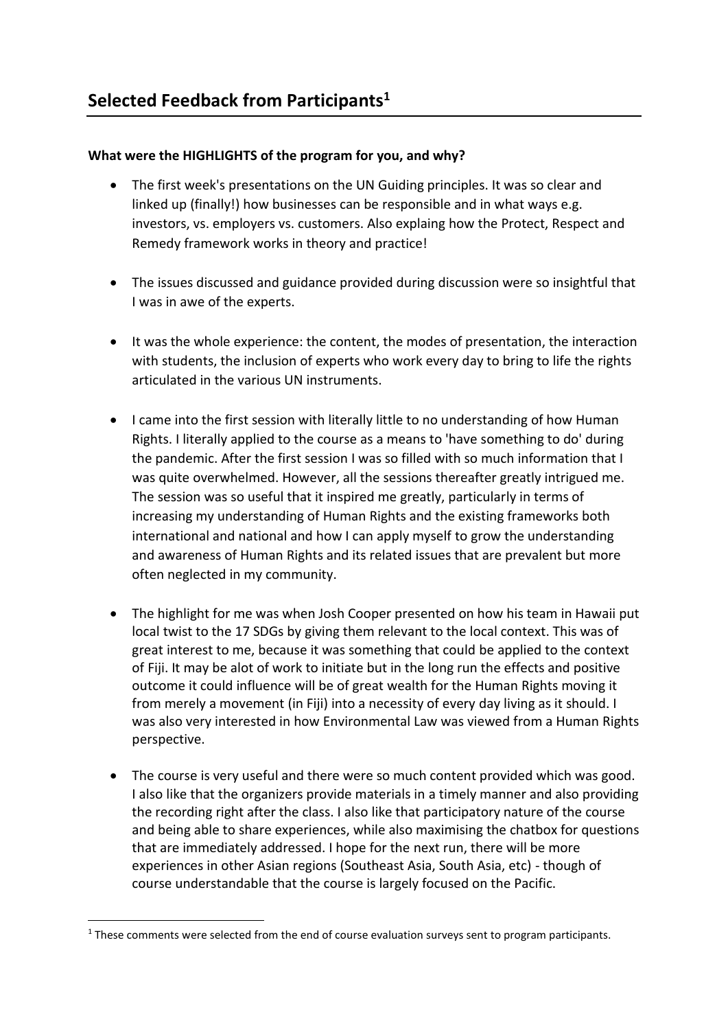## Selected Feedback from Participants[1]

**What were the HIGHLIGHTS of the program for you, and why?**

- The first week's presentations on the UN Guiding principles. It was so clear and linked up (finally!) how businesses can be responsible and in what ways e.g. investors, vs. employers vs. customers. Also explaing how the Protect, Respect and Remedy framework works in theory and practice!

- The issues discussed and guidance provided during discussion were so insightful that I was in awe of the experts.

- It was the whole experience: the content, the modes of presentation, the interaction with students, the inclusion of experts who work every day to bring to life the rights articulated in the various UN instruments.

- I came into the first session with literally little to no understanding of how Human Rights. I literally applied to the course as a means to 'have something to do' during the pandemic. After the first session I was so filled with so much information that I was quite overwhelmed. However, all the sessions thereafter greatly intrigued me. The session was so useful that it inspired me greatly, particularly in terms of increasing my understanding of Human Rights and the existing frameworks both international and national and how I can apply myself to grow the understanding and awareness of Human Rights and its related issues that are prevalent but more often neglected in my community.

- The highlight for me was when Josh Cooper presented on how his team in Hawaii put local twist to the 17 SDGs by giving them relevant to the local context. This was of great interest to me, because it was something that could be applied to the context of Fiji. It may be alot of work to initiate but in the long run the effects and positive outcome it could influence will be of great wealth for the Human Rights moving it from merely a movement (in Fiji) into a necessity of every day living as it should. I was also very interested in how Environmental Law was viewed from a Human Rights perspective.

- The course is very useful and there were so much content provided which was good. I also like that the organizers provide materials in a timely manner and also providing the recording right after the class. I also like that participatory nature of the course and being able to share experiences, while also maximising the chatbox for questions that are immediately addressed. I hope for the next run, there will be more experiences in other Asian regions (Southeast Asia, South Asia, etc) - though of course understandable that the course is largely focused on the Pacific.

[1] These comments were selected from the end of course evaluation surveys sent to program participants.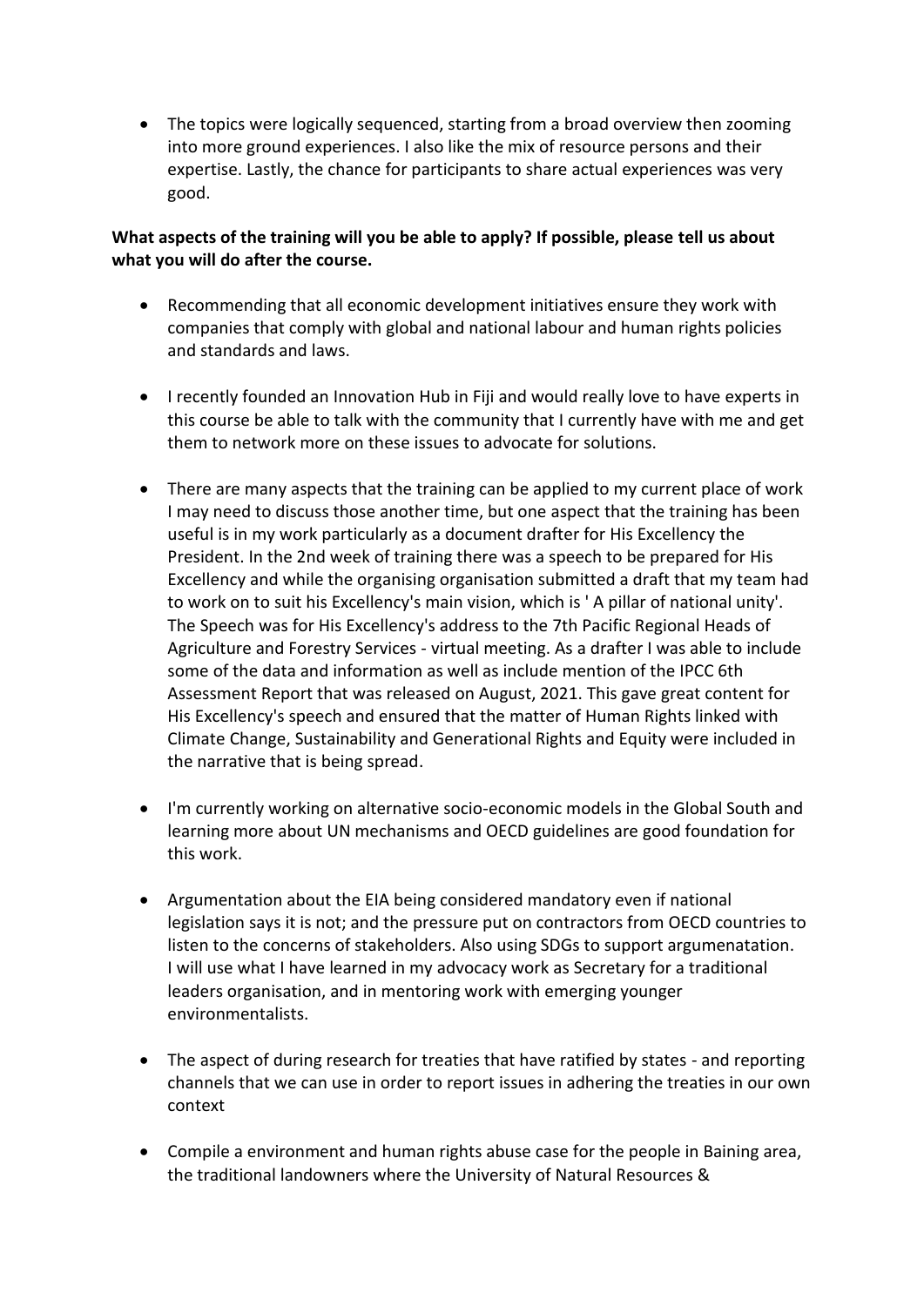- The topics were logically sequenced, starting from a broad overview then zooming into more ground experiences. I also like the mix of resource persons and their expertise. Lastly, the chance for participants to share actual experiences was very good.

**What aspects of the training will you be able to apply? If possible, please tell us about what you will do after the course.**

- Recommending that all economic development initiatives ensure they work with companies that comply with global and national labour and human rights policies and standards and laws.

- I recently founded an Innovation Hub in Fiji and would really love to have experts in this course be able to talk with the community that I currently have with me and get them to network more on these issues to advocate for solutions.

- There are many aspects that the training can be applied to my current place of work I may need to discuss those another time, but one aspect that the training has been useful is in my work particularly as a document drafter for His Excellency the President. In the 2nd week of training there was a speech to be prepared for His Excellency and while the organising organisation submitted a draft that my team had to work on to suit his Excellency's main vision, which is ' A pillar of national unity'. The Speech was for His Excellency's address to the 7th Pacific Regional Heads of Agriculture and Forestry Services - virtual meeting. As a drafter I was able to include some of the data and information as well as include mention of the IPCC 6th Assessment Report that was released on August, 2021. This gave great content for His Excellency's speech and ensured that the matter of Human Rights linked with Climate Change, Sustainability and Generational Rights and Equity were included in the narrative that is being spread.

- I'm currently working on alternative socio-economic models in the Global South and learning more about UN mechanisms and OECD guidelines are good foundation for this work.

- Argumentation about the EIA being considered mandatory even if national legislation says it is not; and the pressure put on contractors from OECD countries to listen to the concerns of stakeholders. Also using SDGs to support argumenatation. I will use what I have learned in my advocacy work as Secretary for a traditional leaders organisation, and in mentoring work with emerging younger environmentalists.

- The aspect of during research for treaties that have ratified by states - and reporting channels that we can use in order to report issues in adhering the treaties in our own context

- Compile a environment and human rights abuse case for the people in Baining area, the traditional landowners where the University of Natural Resources &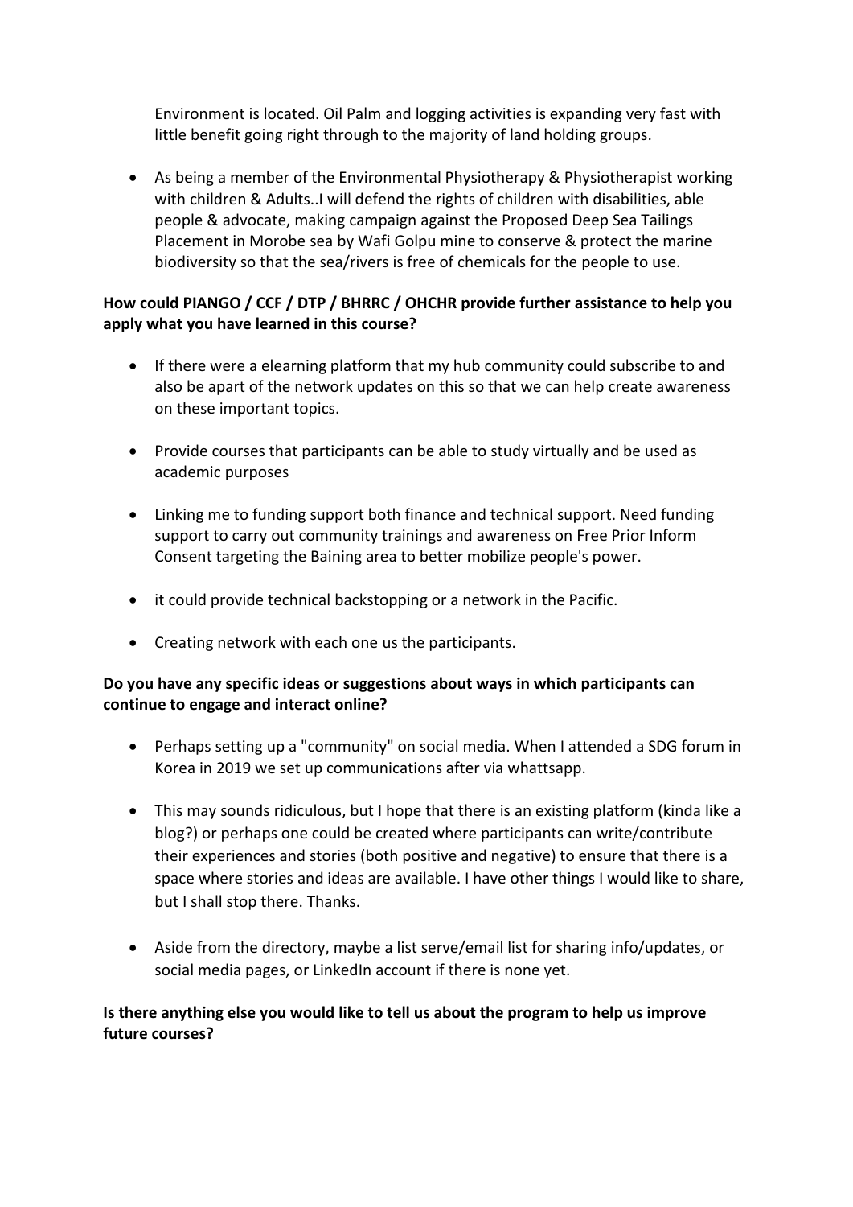Environment is located. Oil Palm and logging activities is expanding very fast with little benefit going right through to the majority of land holding groups.

- As being a member of the Environmental Physiotherapy & Physiotherapist working with children & Adults..I will defend the rights of children with disabilities, able people & advocate, making campaign against the Proposed Deep Sea Tailings Placement in Morobe sea by Wafi Golpu mine to conserve & protect the marine biodiversity so that the sea/rivers is free of chemicals for the people to use.

**How could PIANGO / CCF / DTP / BHRRC / OHCHR provide further assistance to help you apply what you have learned in this course?**

- If there were a elearning platform that my hub community could subscribe to and also be apart of the network updates on this so that we can help create awareness on these important topics.
- Provide courses that participants can be able to study virtually and be used as academic purposes
- Linking me to funding support both finance and technical support. Need funding support to carry out community trainings and awareness on Free Prior Inform Consent targeting the Baining area to better mobilize people's power.
- it could provide technical backstopping or a network in the Pacific.
- Creating network with each one us the participants.

**Do you have any specific ideas or suggestions about ways in which participants can continue to engage and interact online?**

- Perhaps setting up a "community" on social media. When I attended a SDG forum in Korea in 2019 we set up communications after via whattsapp.
- This may sounds ridiculous, but I hope that there is an existing platform (kinda like a blog?) or perhaps one could be created where participants can write/contribute their experiences and stories (both positive and negative) to ensure that there is a space where stories and ideas are available. I have other things I would like to share, but I shall stop there. Thanks.
- Aside from the directory, maybe a list serve/email list for sharing info/updates, or social media pages, or LinkedIn account if there is none yet.

**Is there anything else you would like to tell us about the program to help us improve future courses?**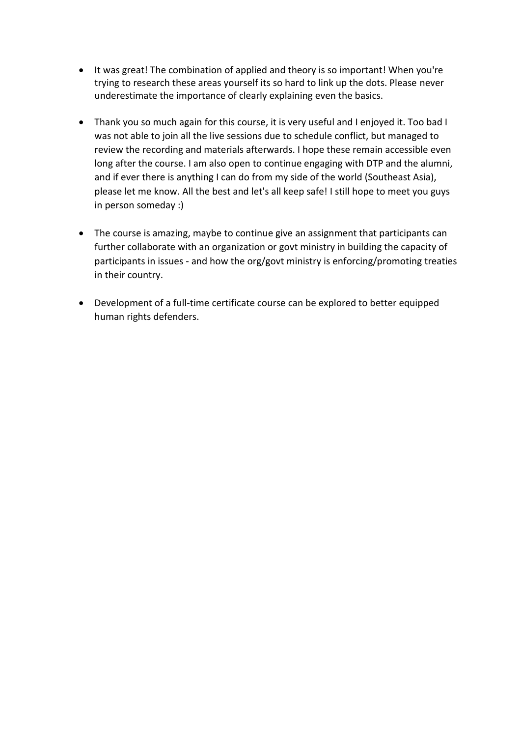- It was great! The combination of applied and theory is so important! When you're trying to research these areas yourself its so hard to link up the dots. Please never underestimate the importance of clearly explaining even the basics.

- Thank you so much again for this course, it is very useful and I enjoyed it. Too bad I was not able to join all the live sessions due to schedule conflict, but managed to review the recording and materials afterwards. I hope these remain accessible even long after the course. I am also open to continue engaging with DTP and the alumni, and if ever there is anything I can do from my side of the world (Southeast Asia), please let me know. All the best and let's all keep safe! I still hope to meet you guys in person someday :)

- The course is amazing, maybe to continue give an assignment that participants can further collaborate with an organization or govt ministry in building the capacity of participants in issues - and how the org/govt ministry is enforcing/promoting treaties in their country.

- Development of a full-time certificate course can be explored to better equipped human rights defenders.